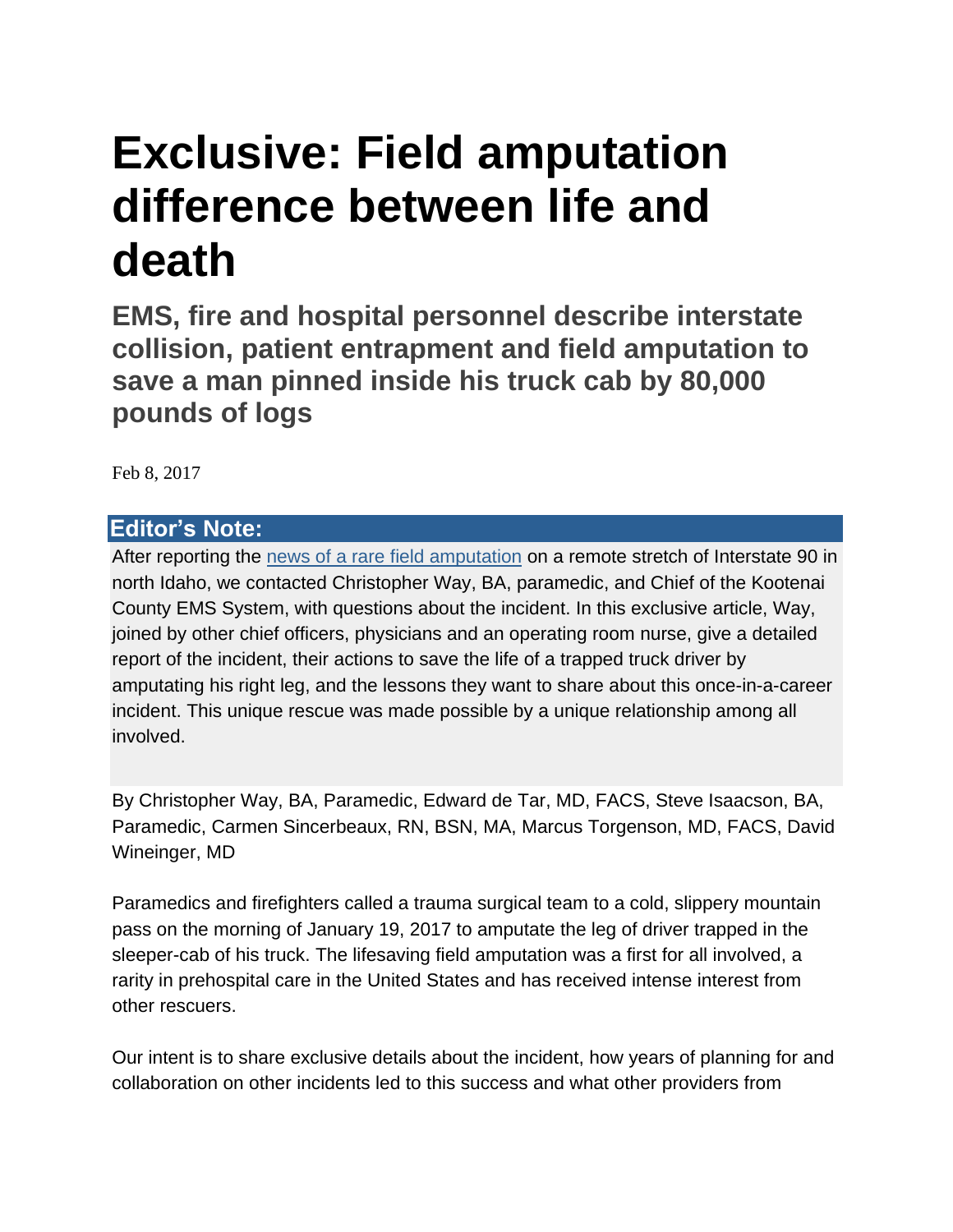# Exclusive: Field amputation difference between life and death

## EMS, fire and hospital personnel describe interstate collision, patient entrapment and field amputation to save a man pinned inside his truck cab by 80,000 pounds of logs

Feb 8, 2017

**Editor's Note:**

After reporting the [news of a rare field amputation]() on a remote stretch of Interstate 90 in north Idaho, we contacted Christopher Way, BA, paramedic, and Chief of the Kootenai County EMS System, with questions about the incident. In this exclusive article, Way, joined by other chief officers, physicians and an operating room nurse, give a detailed report of the incident, their actions to save the life of a trapped truck driver by amputating his right leg, and the lessons they want to share about this once-in-a-career incident. This unique rescue was made possible by a unique relationship among all involved.

By Christopher Way, BA, Paramedic, Edward de Tar, MD, FACS, Steve Isaacson, BA, Paramedic, Carmen Sincerbeaux, RN, BSN, MA, Marcus Torgenson, MD, FACS, David Wineinger, MD

Paramedics and firefighters called a trauma surgical team to a cold, slippery mountain pass on the morning of January 19, 2017 to amputate the leg of driver trapped in the sleeper-cab of his truck. The lifesaving field amputation was a first for all involved, a rarity in prehospital care in the United States and has received intense interest from other rescuers.

Our intent is to share exclusive details about the incident, how years of planning for and collaboration on other incidents led to this success and what other providers from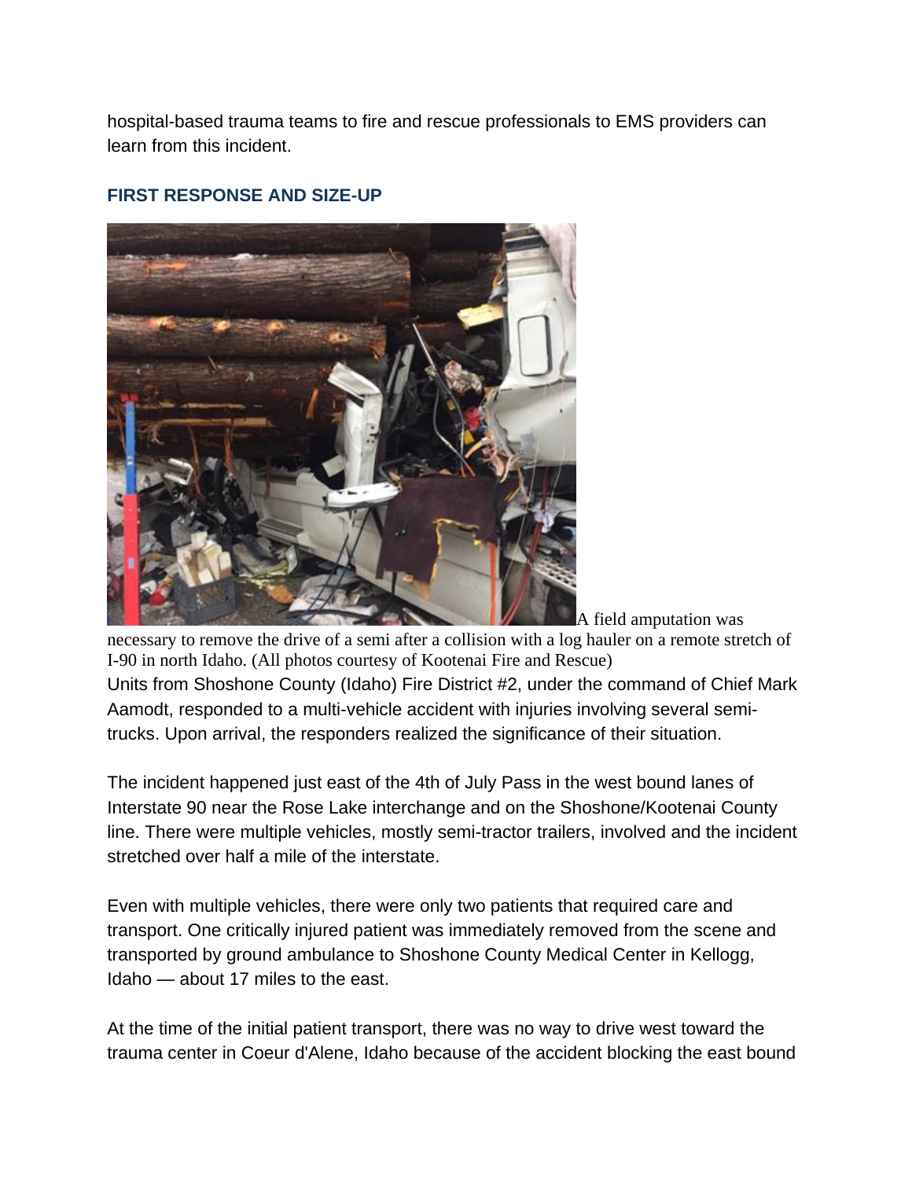hospital-based trauma teams to fire and rescue professionals to EMS providers can learn from this incident.

### FIRST RESPONSE AND SIZE-UP

A field amputation was necessary to remove the drive of a semi after a collision with a log hauler on a remote stretch of I-90 in north Idaho. (All photos courtesy of Kootenai Fire and Rescue)

Units from Shoshone County (Idaho) Fire District #2, under the command of Chief Mark Aamodt, responded to a multi-vehicle accident with injuries involving several semi-trucks. Upon arrival, the responders realized the significance of their situation.

The incident happened just east of the 4th of July Pass in the west bound lanes of Interstate 90 near the Rose Lake interchange and on the Shoshone/Kootenai County line. There were multiple vehicles, mostly semi-tractor trailers, involved and the incident stretched over half a mile of the interstate.

Even with multiple vehicles, there were only two patients that required care and transport. One critically injured patient was immediately removed from the scene and transported by ground ambulance to Shoshone County Medical Center in Kellogg, Idaho — about 17 miles to the east.

At the time of the initial patient transport, there was no way to drive west toward the trauma center in Coeur d'Alene, Idaho because of the accident blocking the east bound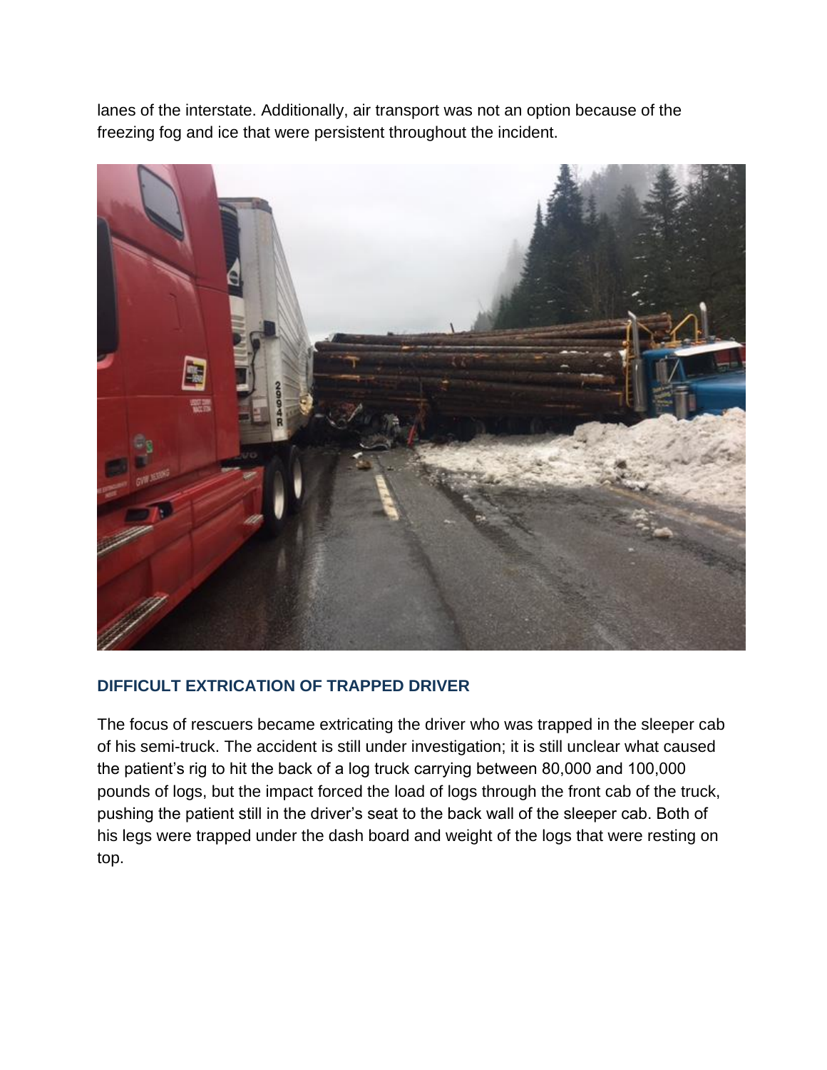lanes of the interstate. Additionally, air transport was not an option because of the freezing fog and ice that were persistent throughout the incident.

### DIFFICULT EXTRICATION OF TRAPPED DRIVER

The focus of rescuers became extricating the driver who was trapped in the sleeper cab of his semi-truck. The accident is still under investigation; it is still unclear what caused the patient's rig to hit the back of a log truck carrying between 80,000 and 100,000 pounds of logs, but the impact forced the load of logs through the front cab of the truck, pushing the patient still in the driver's seat to the back wall of the sleeper cab. Both of his legs were trapped under the dash board and weight of the logs that were resting on top.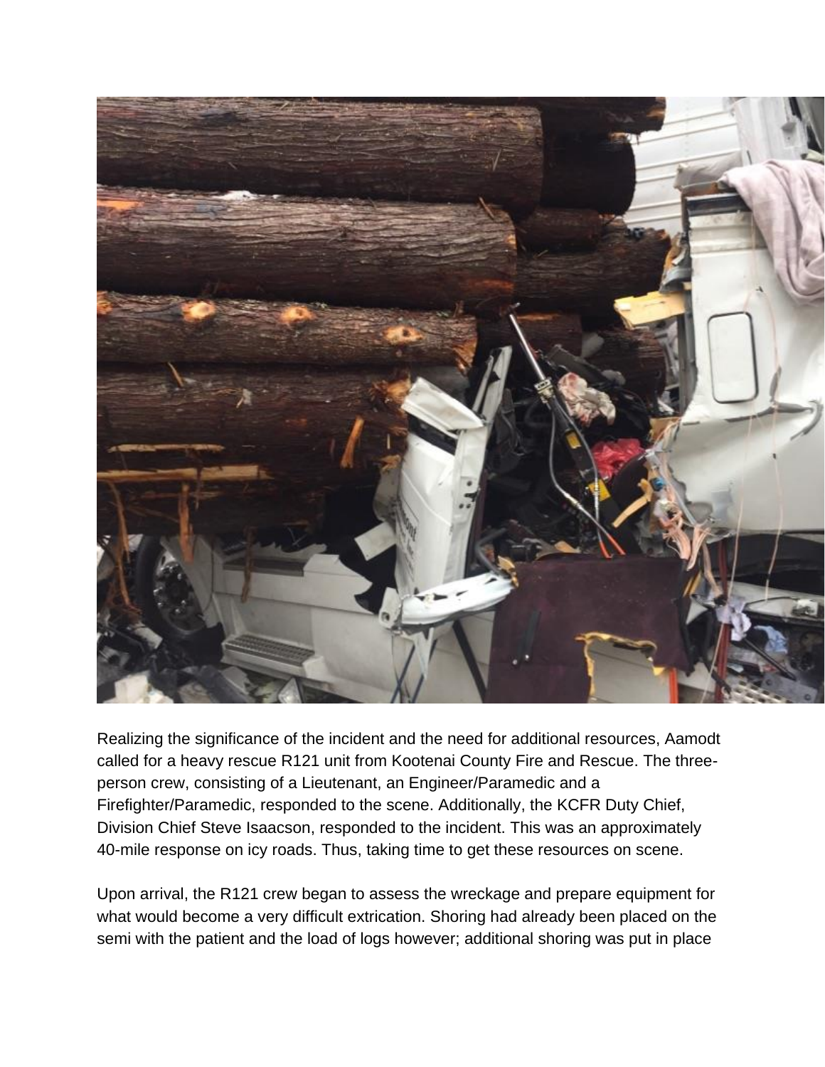Realizing the significance of the incident and the need for additional resources, Aamodt called for a heavy rescue R121 unit from Kootenai County Fire and Rescue. The three-person crew, consisting of a Lieutenant, an Engineer/Paramedic and a Firefighter/Paramedic, responded to the scene. Additionally, the KCFR Duty Chief, Division Chief Steve Isaacson, responded to the incident. This was an approximately 40-mile response on icy roads. Thus, taking time to get these resources on scene.

Upon arrival, the R121 crew began to assess the wreckage and prepare equipment for what would become a very difficult extrication. Shoring had already been placed on the semi with the patient and the load of logs however; additional shoring was put in place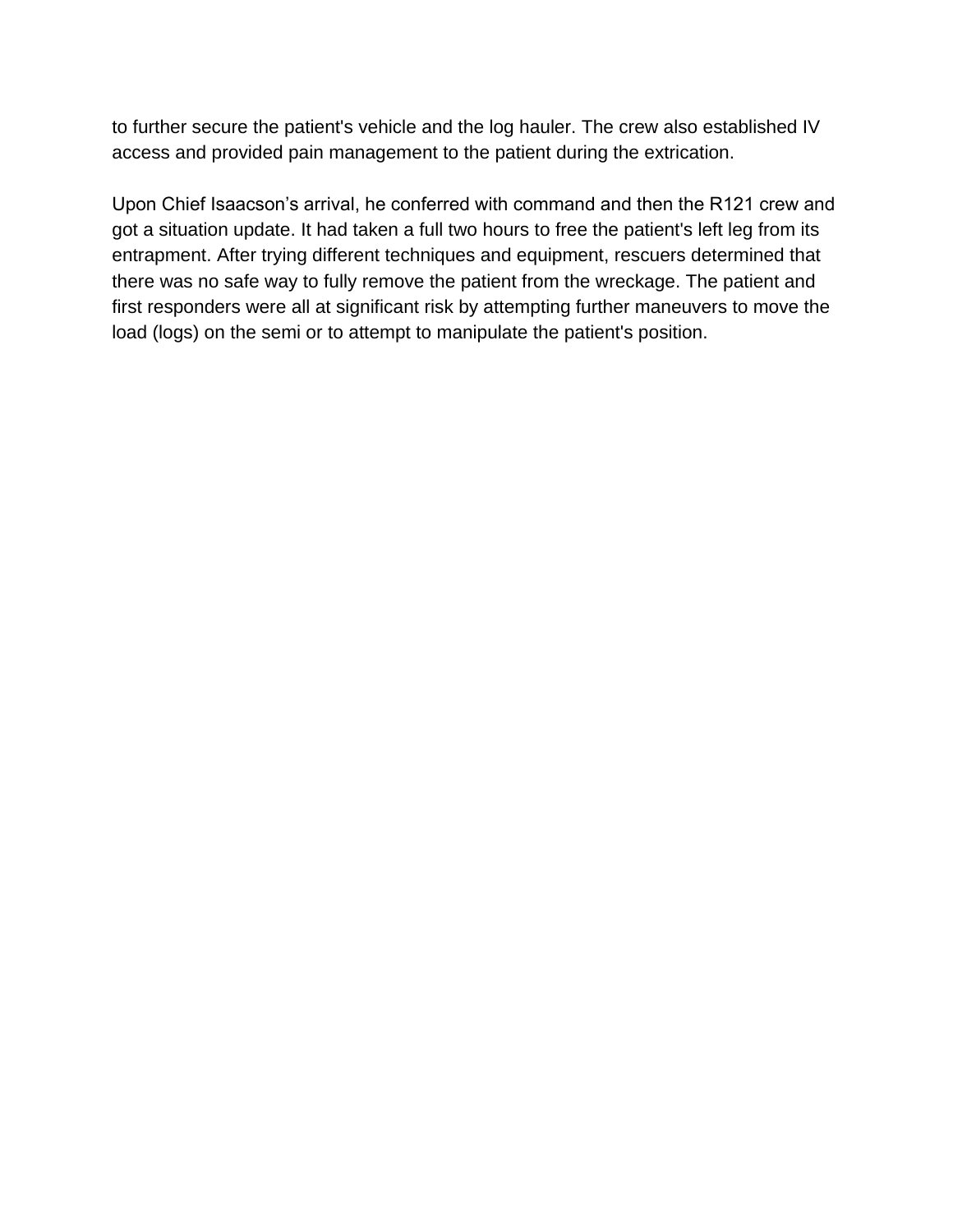to further secure the patient's vehicle and the log hauler. The crew also established IV access and provided pain management to the patient during the extrication.

Upon Chief Isaacson's arrival, he conferred with command and then the R121 crew and got a situation update. It had taken a full two hours to free the patient's left leg from its entrapment. After trying different techniques and equipment, rescuers determined that there was no safe way to fully remove the patient from the wreckage. The patient and first responders were all at significant risk by attempting further maneuvers to move the load (logs) on the semi or to attempt to manipulate the patient's position.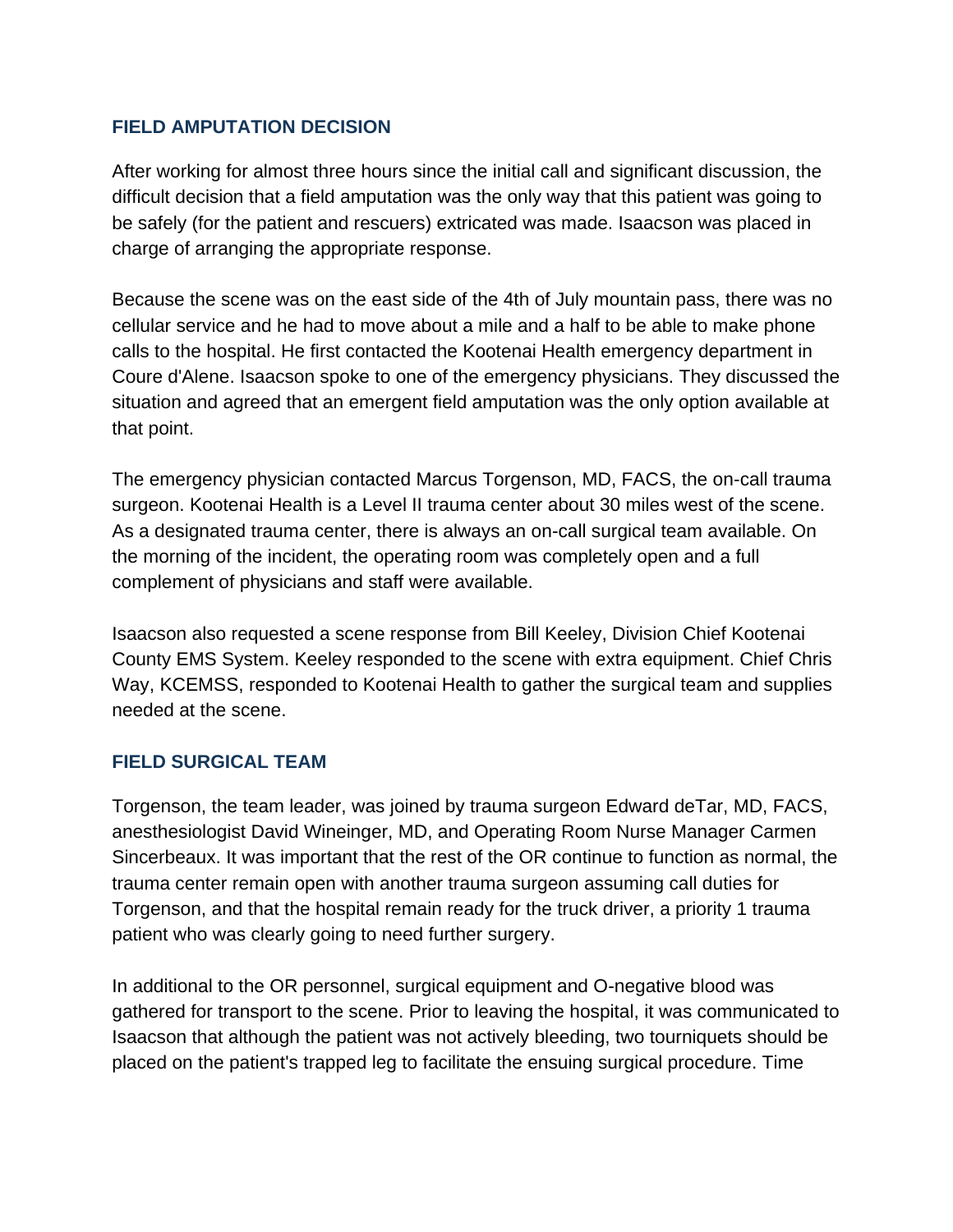## FIELD AMPUTATION DECISION

After working for almost three hours since the initial call and significant discussion, the difficult decision that a field amputation was the only way that this patient was going to be safely (for the patient and rescuers) extricated was made. Isaacson was placed in charge of arranging the appropriate response.

Because the scene was on the east side of the 4th of July mountain pass, there was no cellular service and he had to move about a mile and a half to be able to make phone calls to the hospital. He first contacted the Kootenai Health emergency department in Coure d'Alene. Isaacson spoke to one of the emergency physicians. They discussed the situation and agreed that an emergent field amputation was the only option available at that point.

The emergency physician contacted Marcus Torgenson, MD, FACS, the on-call trauma surgeon. Kootenai Health is a Level II trauma center about 30 miles west of the scene. As a designated trauma center, there is always an on-call surgical team available. On the morning of the incident, the operating room was completely open and a full complement of physicians and staff were available.

Isaacson also requested a scene response from Bill Keeley, Division Chief Kootenai County EMS System. Keeley responded to the scene with extra equipment. Chief Chris Way, KCEMSS, responded to Kootenai Health to gather the surgical team and supplies needed at the scene.

## FIELD SURGICAL TEAM

Torgenson, the team leader, was joined by trauma surgeon Edward deTar, MD, FACS, anesthesiologist David Wineinger, MD, and Operating Room Nurse Manager Carmen Sincerbeaux. It was important that the rest of the OR continue to function as normal, the trauma center remain open with another trauma surgeon assuming call duties for Torgenson, and that the hospital remain ready for the truck driver, a priority 1 trauma patient who was clearly going to need further surgery.

In additional to the OR personnel, surgical equipment and O-negative blood was gathered for transport to the scene. Prior to leaving the hospital, it was communicated to Isaacson that although the patient was not actively bleeding, two tourniquets should be placed on the patient's trapped leg to facilitate the ensuing surgical procedure. Time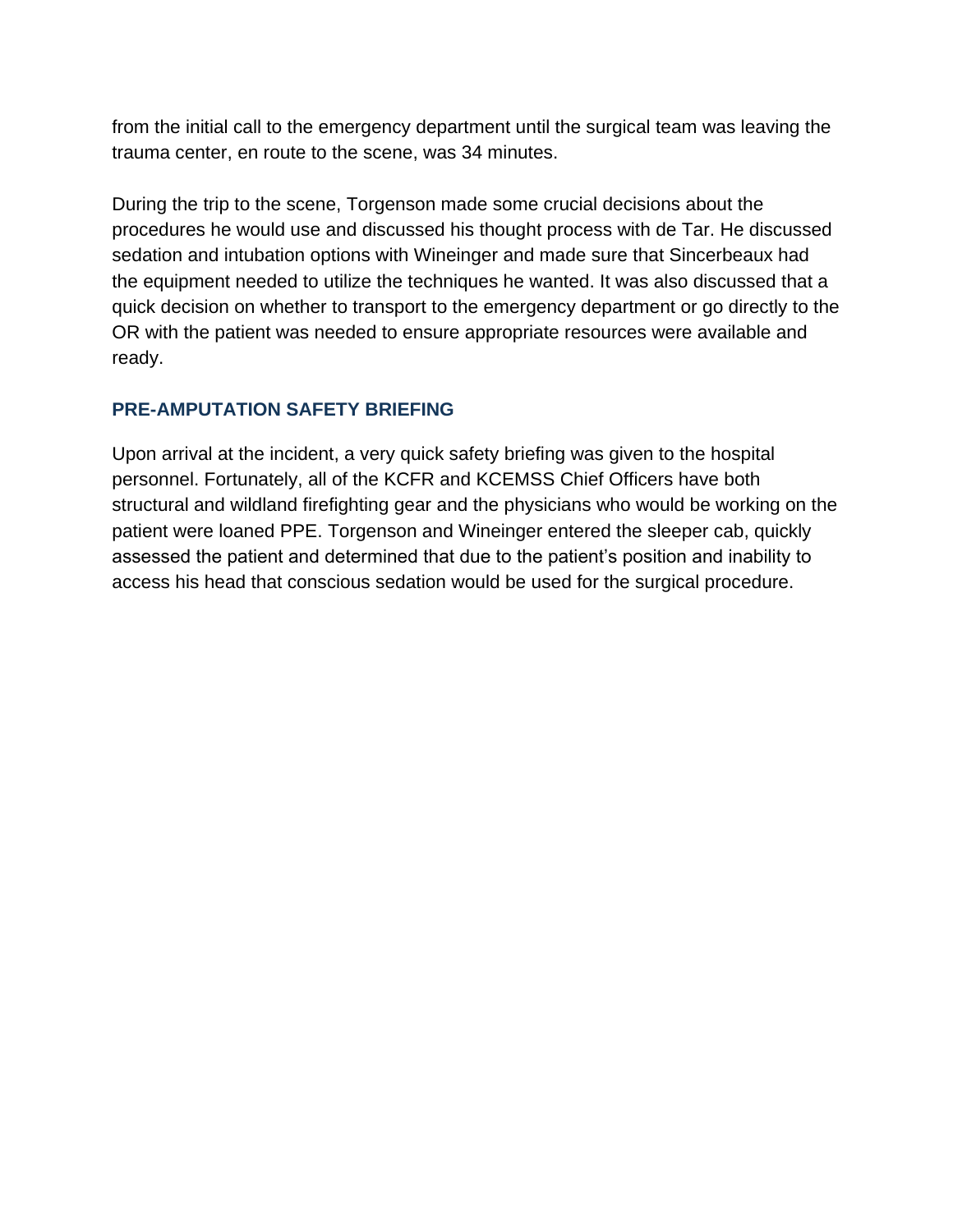from the initial call to the emergency department until the surgical team was leaving the trauma center, en route to the scene, was 34 minutes.

During the trip to the scene, Torgenson made some crucial decisions about the procedures he would use and discussed his thought process with de Tar. He discussed sedation and intubation options with Wineinger and made sure that Sincerbeaux had the equipment needed to utilize the techniques he wanted. It was also discussed that a quick decision on whether to transport to the emergency department or go directly to the OR with the patient was needed to ensure appropriate resources were available and ready.

## PRE-AMPUTATION SAFETY BRIEFING

Upon arrival at the incident, a very quick safety briefing was given to the hospital personnel. Fortunately, all of the KCFR and KCEMSS Chief Officers have both structural and wildland firefighting gear and the physicians who would be working on the patient were loaned PPE. Torgenson and Wineinger entered the sleeper cab, quickly assessed the patient and determined that due to the patient's position and inability to access his head that conscious sedation would be used for the surgical procedure.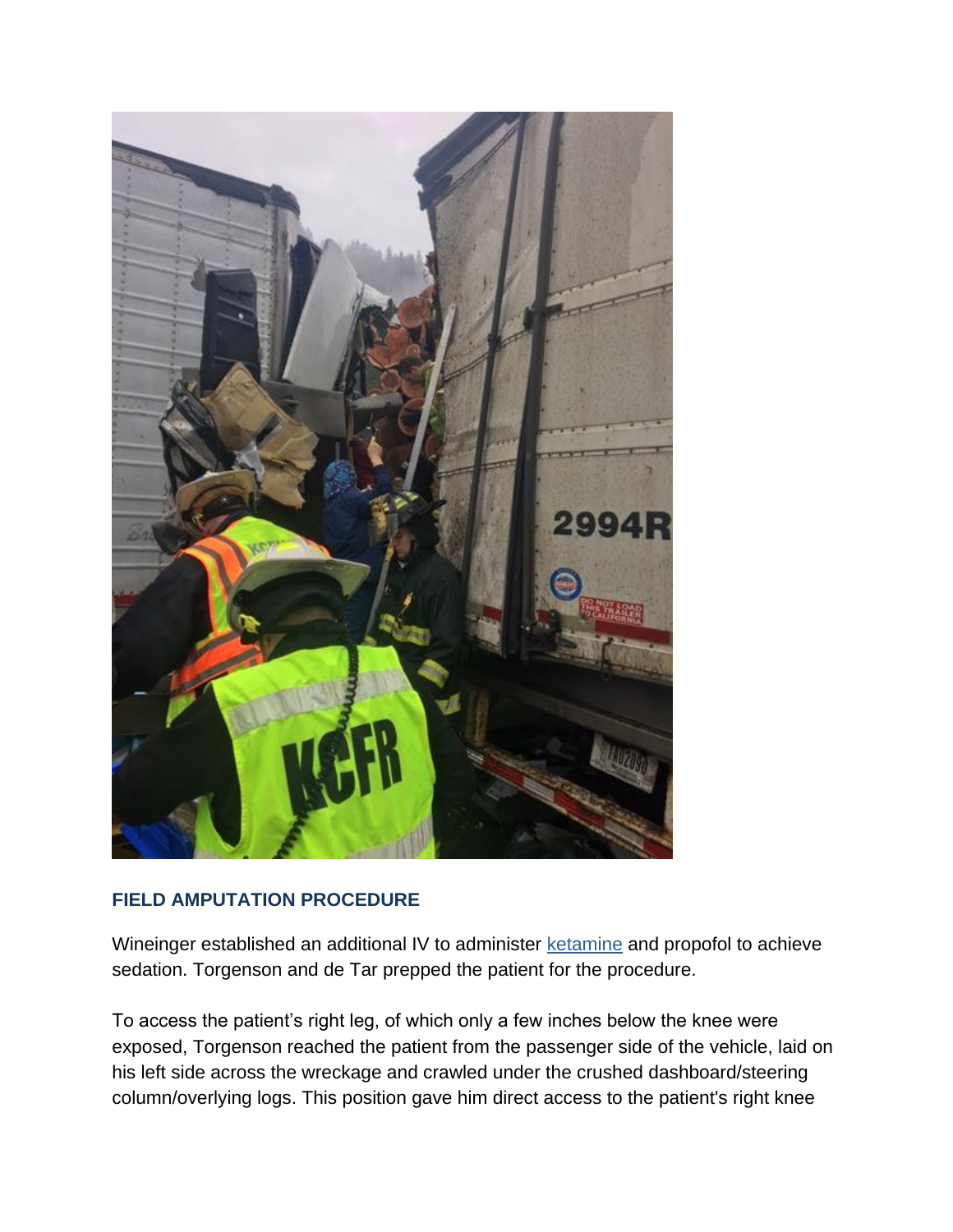## FIELD AMPUTATION PROCEDURE

Wineinger established an additional IV to administer [ketamine](#) and propofol to achieve sedation. Torgenson and de Tar prepped the patient for the procedure.

To access the patient's right leg, of which only a few inches below the knee were exposed, Torgenson reached the patient from the passenger side of the vehicle, laid on his left side across the wreckage and crawled under the crushed dashboard/steering column/overlying logs. This position gave him direct access to the patient's right knee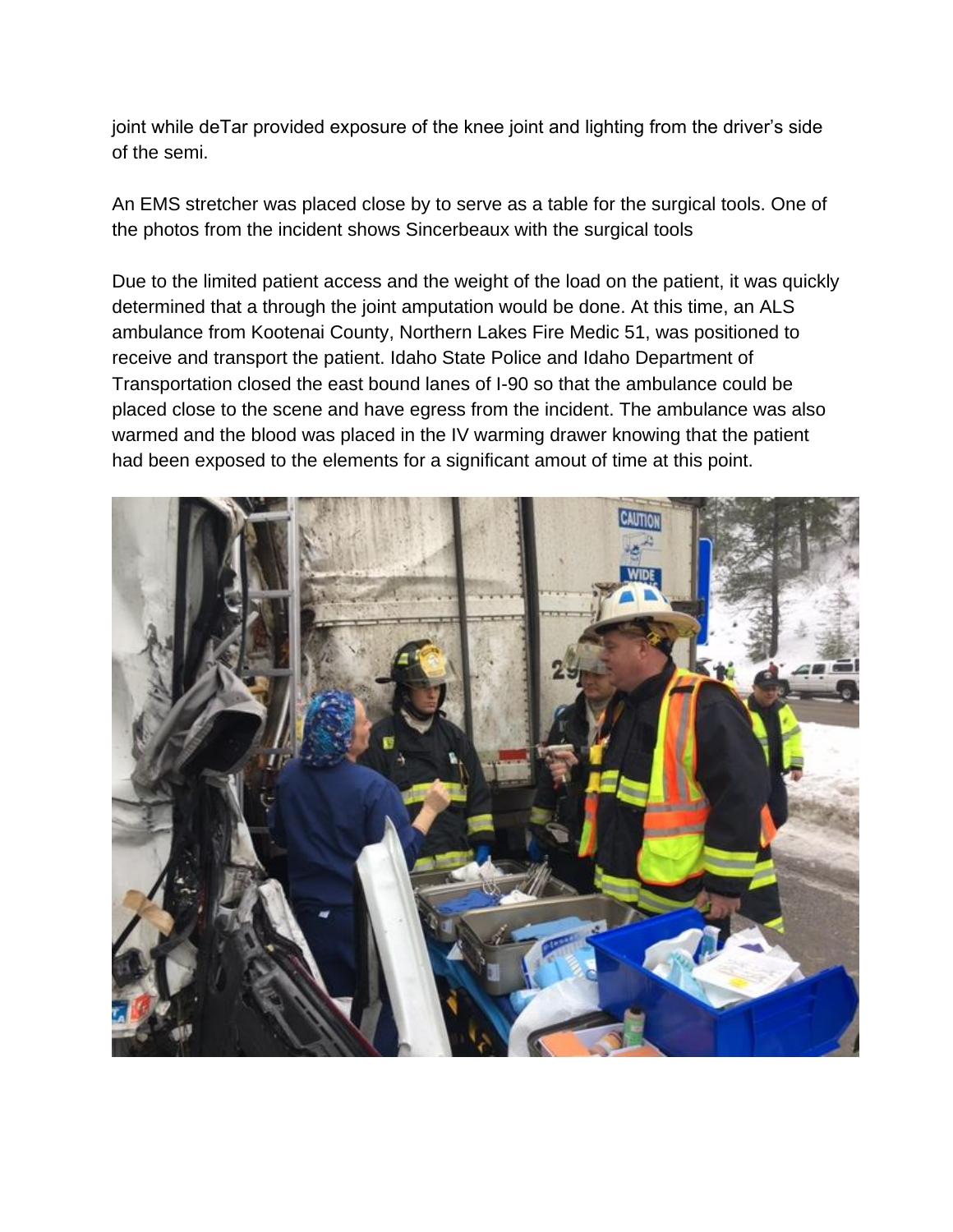joint while deTar provided exposure of the knee joint and lighting from the driver's side of the semi.

An EMS stretcher was placed close by to serve as a table for the surgical tools. One of the photos from the incident shows Sincerbeaux with the surgical tools

Due to the limited patient access and the weight of the load on the patient, it was quickly determined that a through the joint amputation would be done. At this time, an ALS ambulance from Kootenai County, Northern Lakes Fire Medic 51, was positioned to receive and transport the patient. Idaho State Police and Idaho Department of Transportation closed the east bound lanes of I-90 so that the ambulance could be placed close to the scene and have egress from the incident. The ambulance was also warmed and the blood was placed in the IV warming drawer knowing that the patient had been exposed to the elements for a significant amout of time at this point.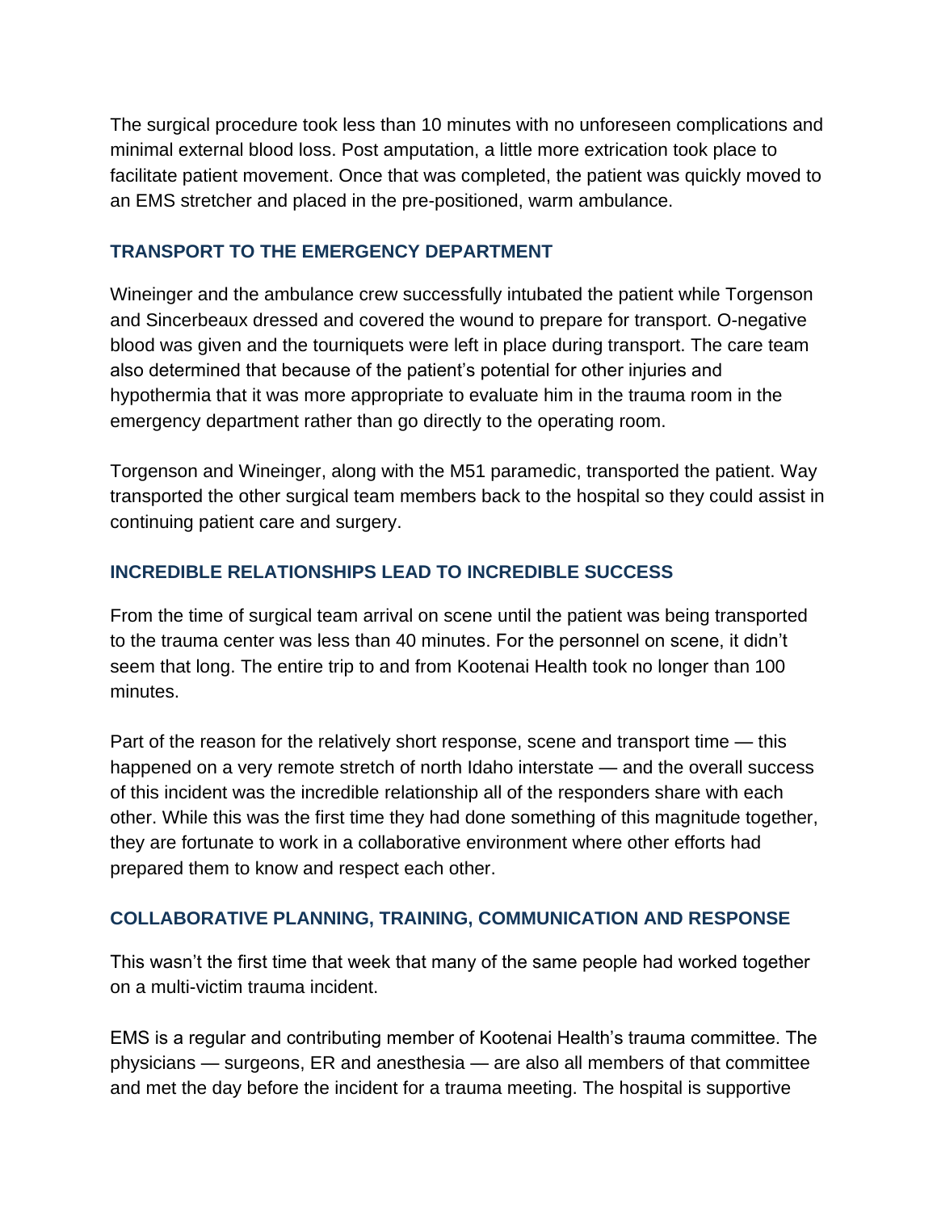The surgical procedure took less than 10 minutes with no unforeseen complications and minimal external blood loss. Post amputation, a little more extrication took place to facilitate patient movement. Once that was completed, the patient was quickly moved to an EMS stretcher and placed in the pre-positioned, warm ambulance.

## TRANSPORT TO THE EMERGENCY DEPARTMENT

Wineinger and the ambulance crew successfully intubated the patient while Torgenson and Sincerbeaux dressed and covered the wound to prepare for transport. O-negative blood was given and the tourniquets were left in place during transport. The care team also determined that because of the patient's potential for other injuries and hypothermia that it was more appropriate to evaluate him in the trauma room in the emergency department rather than go directly to the operating room.

Torgenson and Wineinger, along with the M51 paramedic, transported the patient. Way transported the other surgical team members back to the hospital so they could assist in continuing patient care and surgery.

## INCREDIBLE RELATIONSHIPS LEAD TO INCREDIBLE SUCCESS

From the time of surgical team arrival on scene until the patient was being transported to the trauma center was less than 40 minutes. For the personnel on scene, it didn't seem that long. The entire trip to and from Kootenai Health took no longer than 100 minutes.

Part of the reason for the relatively short response, scene and transport time — this happened on a very remote stretch of north Idaho interstate — and the overall success of this incident was the incredible relationship all of the responders share with each other. While this was the first time they had done something of this magnitude together, they are fortunate to work in a collaborative environment where other efforts had prepared them to know and respect each other.

## COLLABORATIVE PLANNING, TRAINING, COMMUNICATION AND RESPONSE

This wasn't the first time that week that many of the same people had worked together on a multi-victim trauma incident.

EMS is a regular and contributing member of Kootenai Health's trauma committee. The physicians — surgeons, ER and anesthesia — are also all members of that committee and met the day before the incident for a trauma meeting. The hospital is supportive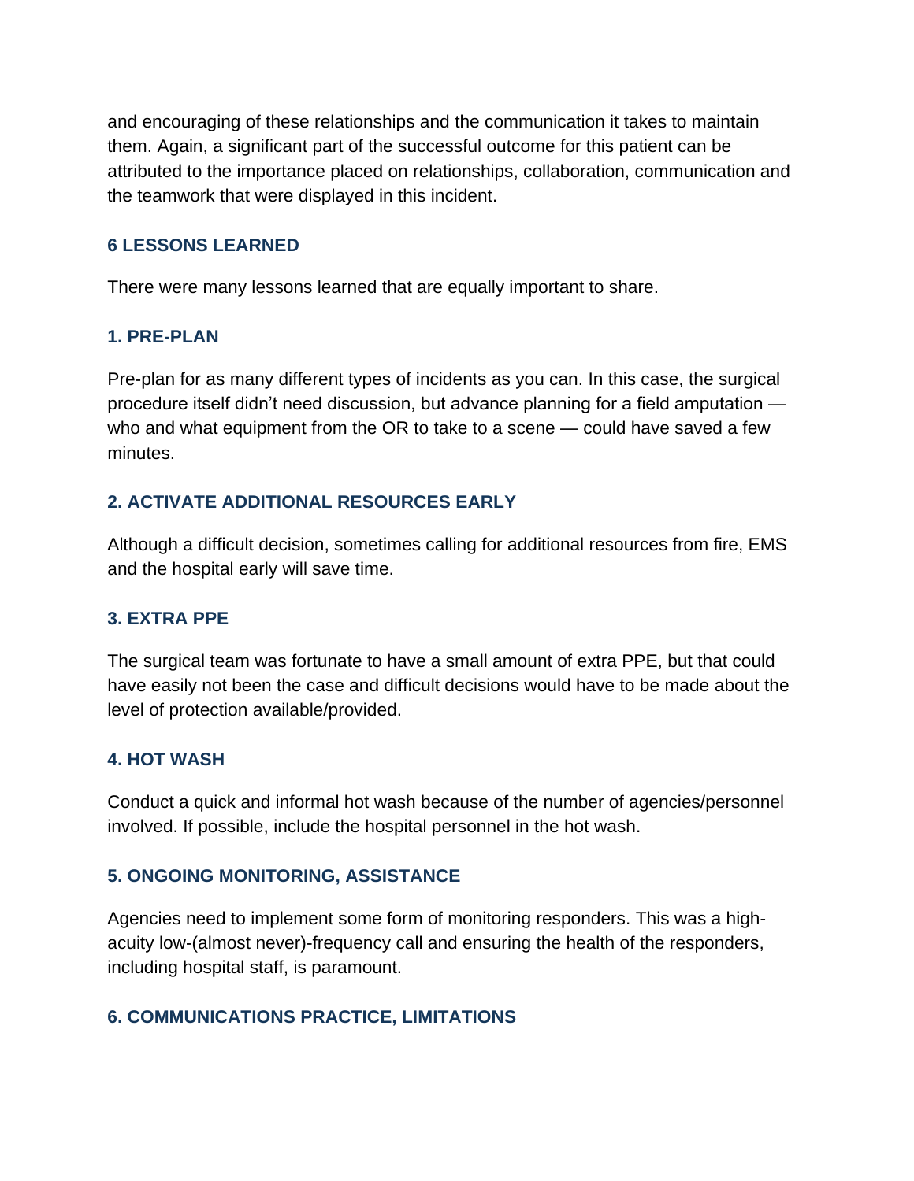and encouraging of these relationships and the communication it takes to maintain them. Again, a significant part of the successful outcome for this patient can be attributed to the importance placed on relationships, collaboration, communication and the teamwork that were displayed in this incident.

## 6 LESSONS LEARNED

There were many lessons learned that are equally important to share.

### 1. PRE-PLAN

Pre-plan for as many different types of incidents as you can. In this case, the surgical procedure itself didn't need discussion, but advance planning for a field amputation — who and what equipment from the OR to take to a scene — could have saved a few minutes.

### 2. ACTIVATE ADDITIONAL RESOURCES EARLY

Although a difficult decision, sometimes calling for additional resources from fire, EMS and the hospital early will save time.

### 3. EXTRA PPE

The surgical team was fortunate to have a small amount of extra PPE, but that could have easily not been the case and difficult decisions would have to be made about the level of protection available/provided.

### 4. HOT WASH

Conduct a quick and informal hot wash because of the number of agencies/personnel involved. If possible, include the hospital personnel in the hot wash.

### 5. ONGOING MONITORING, ASSISTANCE

Agencies need to implement some form of monitoring responders. This was a high-acuity low-(almost never)-frequency call and ensuring the health of the responders, including hospital staff, is paramount.

### 6. COMMUNICATIONS PRACTICE, LIMITATIONS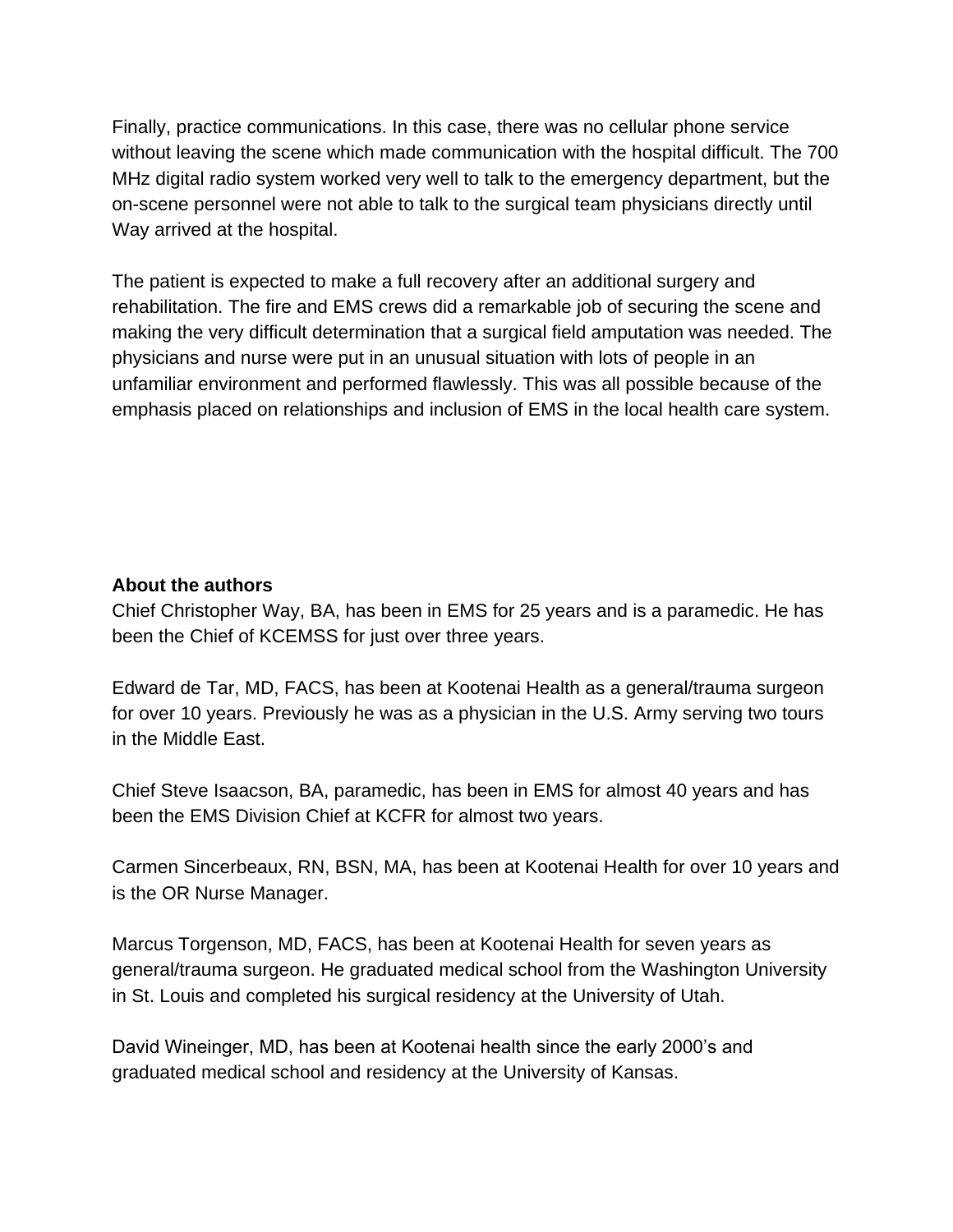Finally, practice communications. In this case, there was no cellular phone service without leaving the scene which made communication with the hospital difficult. The 700 MHz digital radio system worked very well to talk to the emergency department, but the on-scene personnel were not able to talk to the surgical team physicians directly until Way arrived at the hospital.

The patient is expected to make a full recovery after an additional surgery and rehabilitation. The fire and EMS crews did a remarkable job of securing the scene and making the very difficult determination that a surgical field amputation was needed. The physicians and nurse were put in an unusual situation with lots of people in an unfamiliar environment and performed flawlessly. This was all possible because of the emphasis placed on relationships and inclusion of EMS in the local health care system.

**About the authors**

Chief Christopher Way, BA, has been in EMS for 25 years and is a paramedic. He has been the Chief of KCEMSS for just over three years.

Edward de Tar, MD, FACS, has been at Kootenai Health as a general/trauma surgeon for over 10 years. Previously he was as a physician in the U.S. Army serving two tours in the Middle East.

Chief Steve Isaacson, BA, paramedic, has been in EMS for almost 40 years and has been the EMS Division Chief at KCFR for almost two years.

Carmen Sincerbeaux, RN, BSN, MA, has been at Kootenai Health for over 10 years and is the OR Nurse Manager.

Marcus Torgenson, MD, FACS, has been at Kootenai Health for seven years as general/trauma surgeon. He graduated medical school from the Washington University in St. Louis and completed his surgical residency at the University of Utah.

David Wineinger, MD, has been at Kootenai health since the early 2000's and graduated medical school and residency at the University of Kansas.